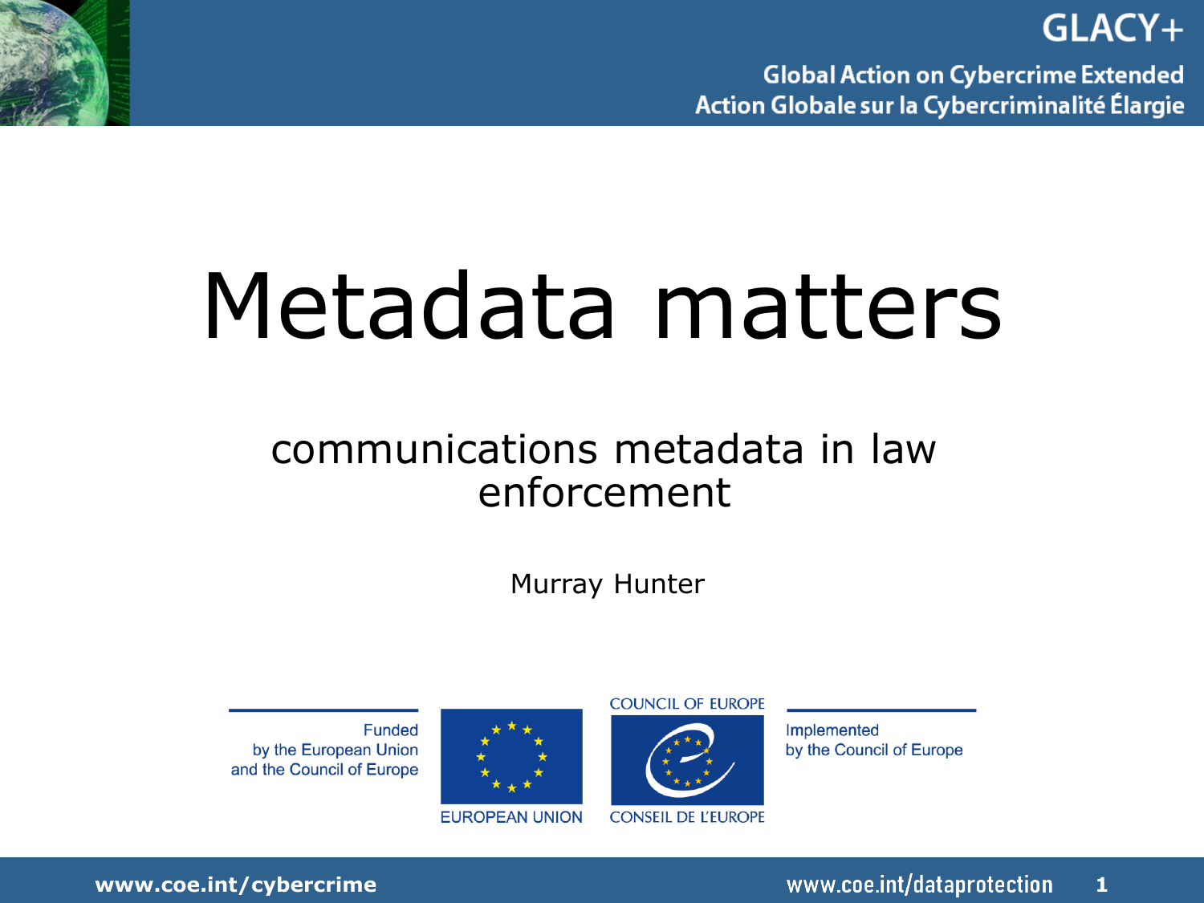GLACY+

Global Action on Cybercrime Extended
Action Globale sur la Cybercriminalité Élargie

# Metadata matters

## communications metadata in law enforcement

Murray Hunter

Funded by the European Union and the Council of Europe

EUROPEAN UNION

COUNCIL OF EUROPE
CONSEIL DE L'EUROPE

Implemented by the Council of Europe

www.coe.int/cybercrime

www.coe.int/dataprotection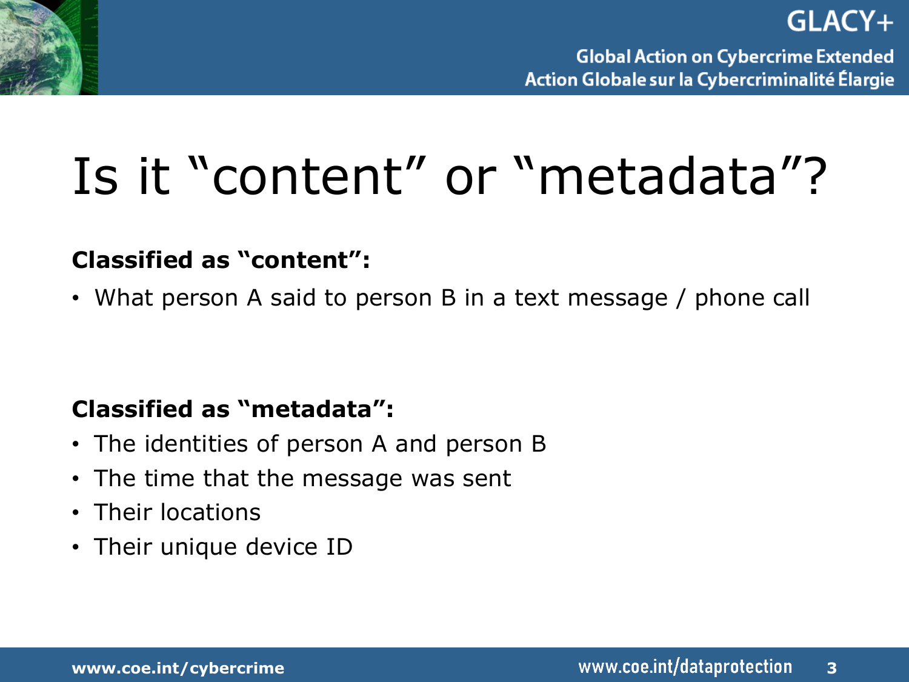# Is it "content" or "metadata"?

**Classified as "content":**

- What person A said to person B in a text message / phone call

**Classified as "metadata":**

- The identities of person A and person B
- The time that the message was sent
- Their locations
- Their unique device ID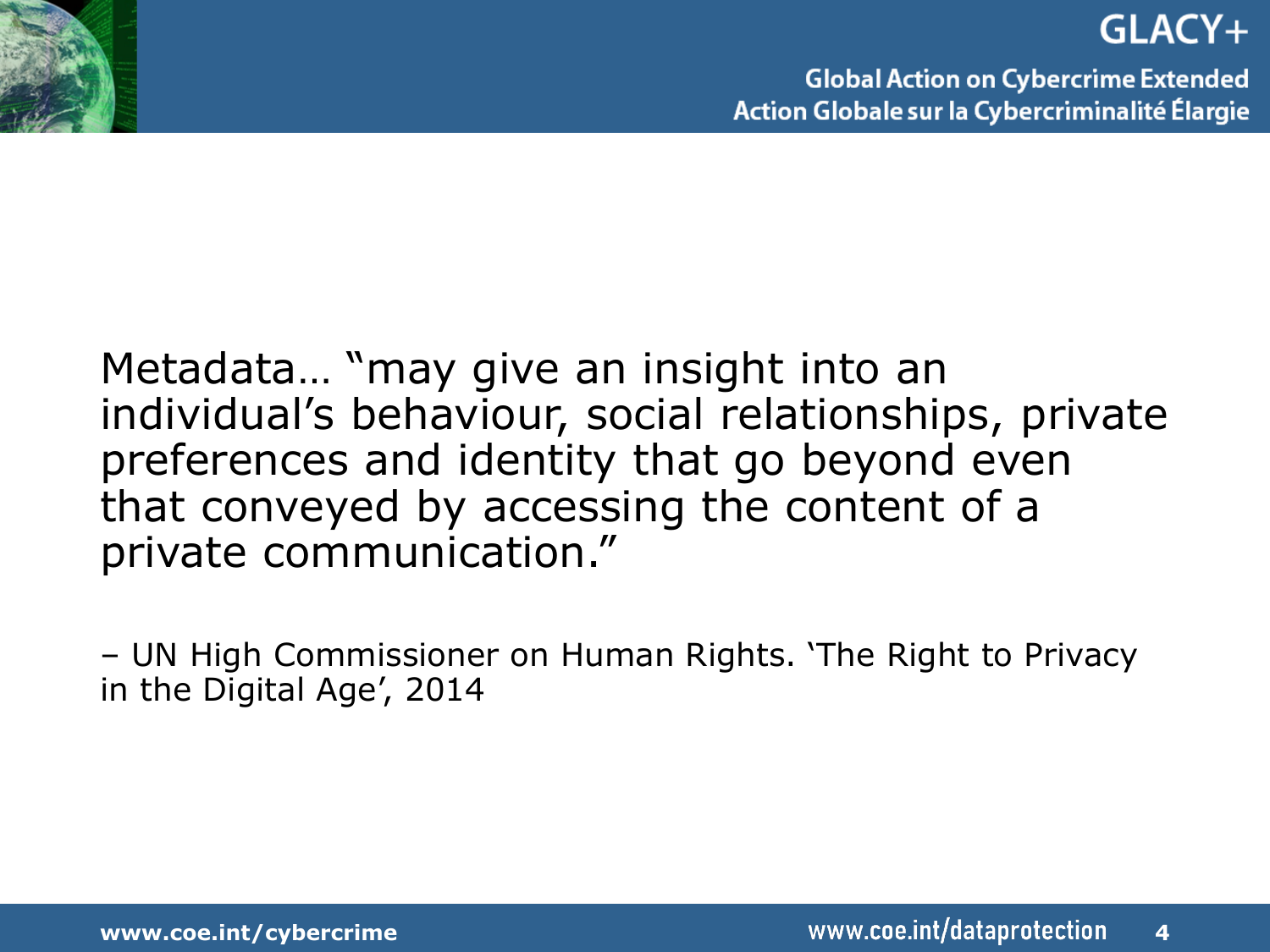Metadata… "may give an insight into an individual's behaviour, social relationships, private preferences and identity that go beyond even that conveyed by accessing the content of a private communication."

– UN High Commissioner on Human Rights. 'The Right to Privacy in the Digital Age', 2014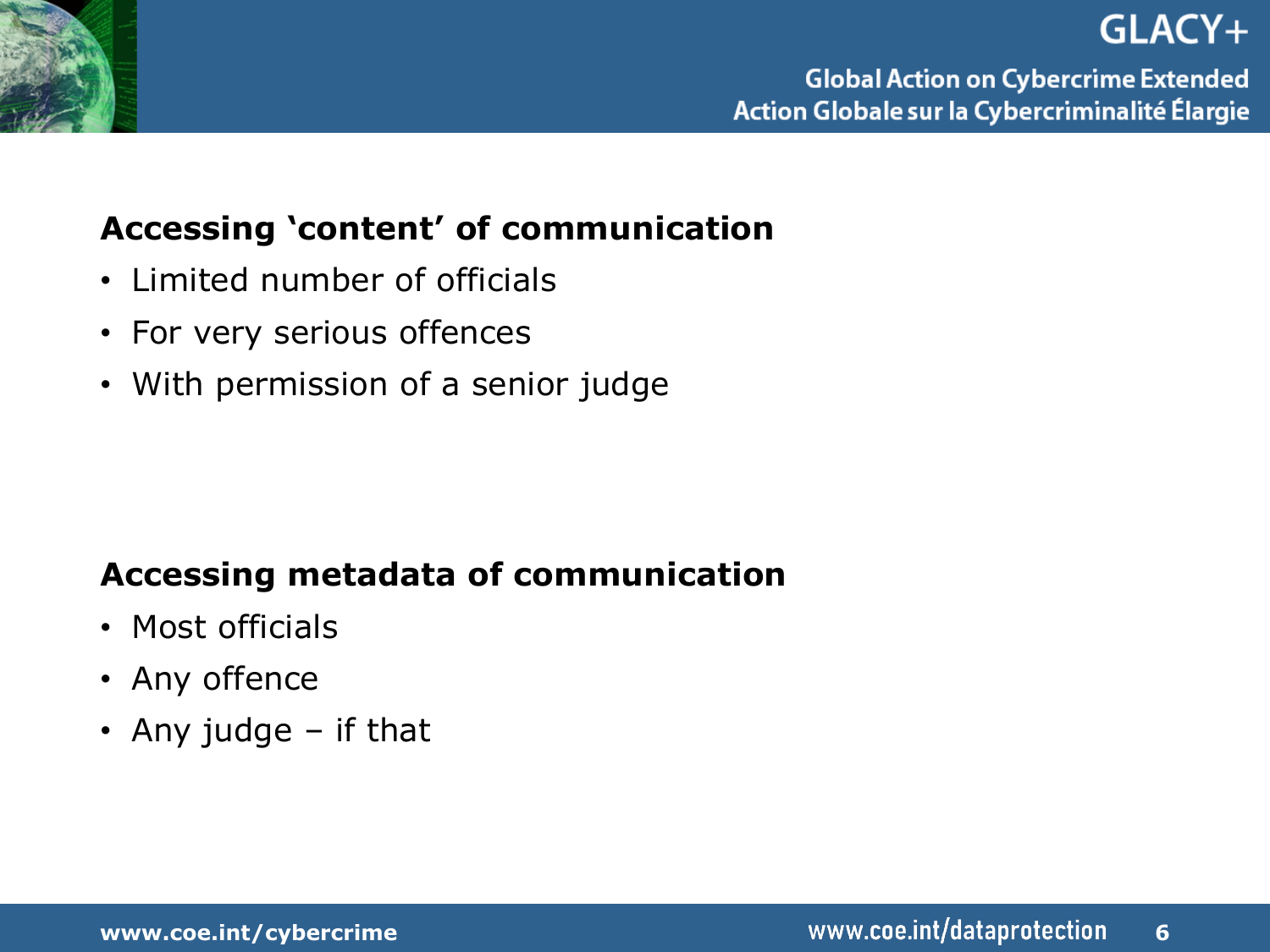**Accessing ‘content’ of communication**

- Limited number of officials
- For very serious offences
- With permission of a senior judge

**Accessing metadata of communication**

- Most officials
- Any offence
- Any judge – if that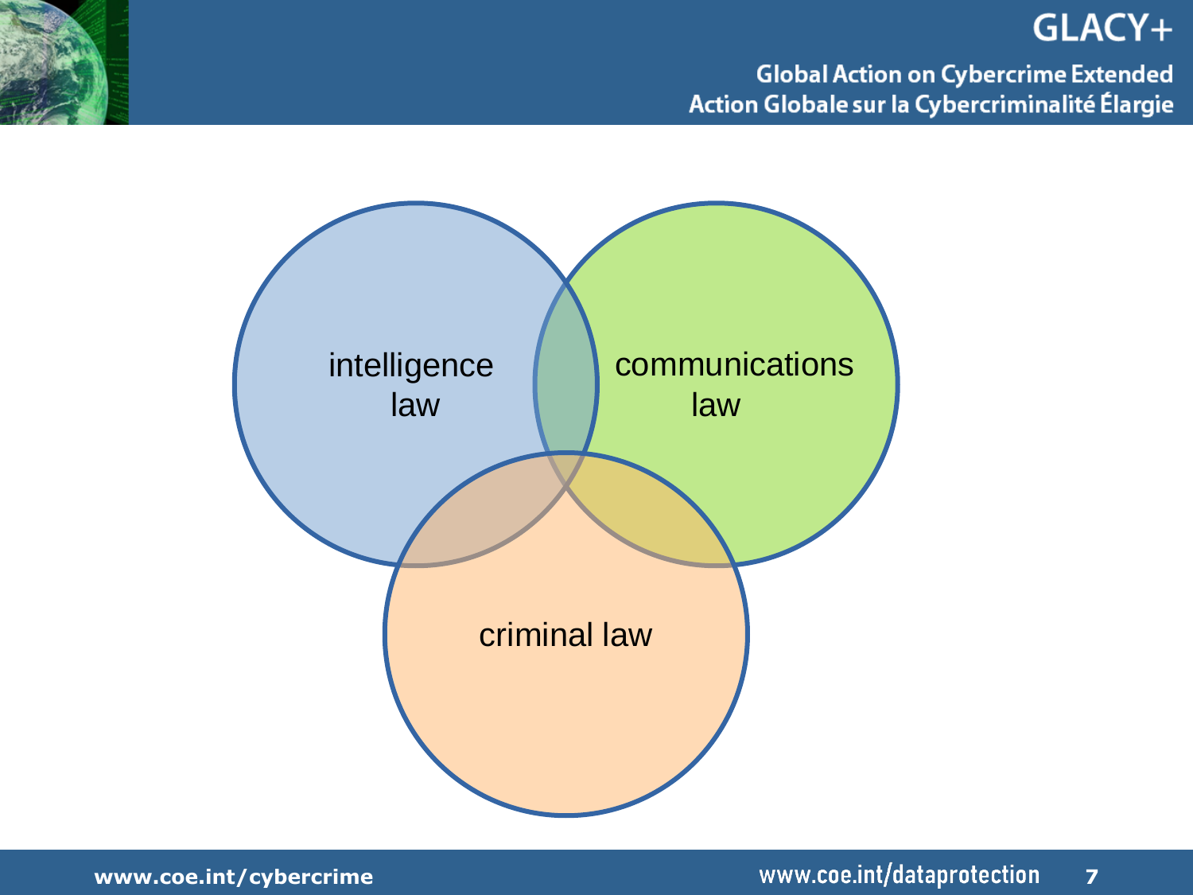intelligence law

communications law

criminal law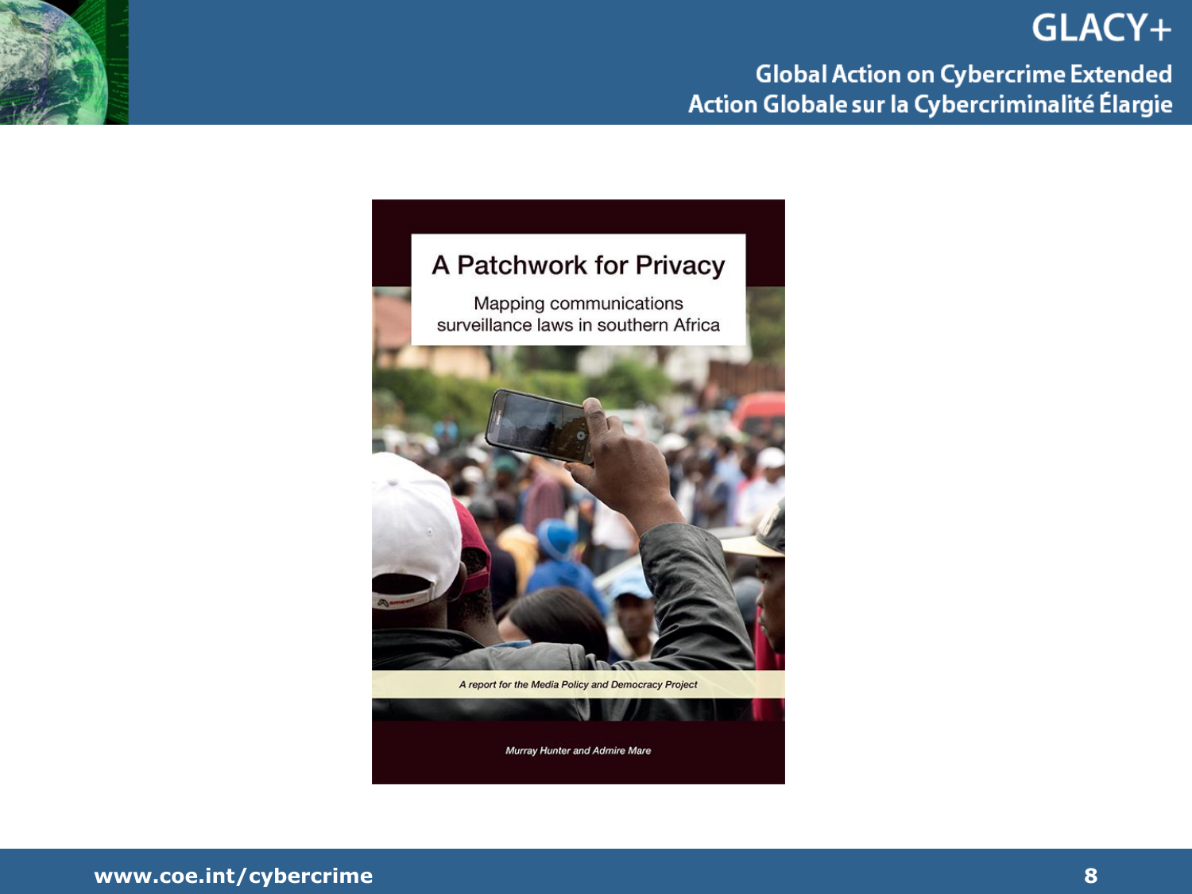# A Patchwork for Privacy

Mapping communications surveillance laws in southern Africa

*A report for the Media Policy and Democracy Project*

*Murray Hunter and Admire Mare*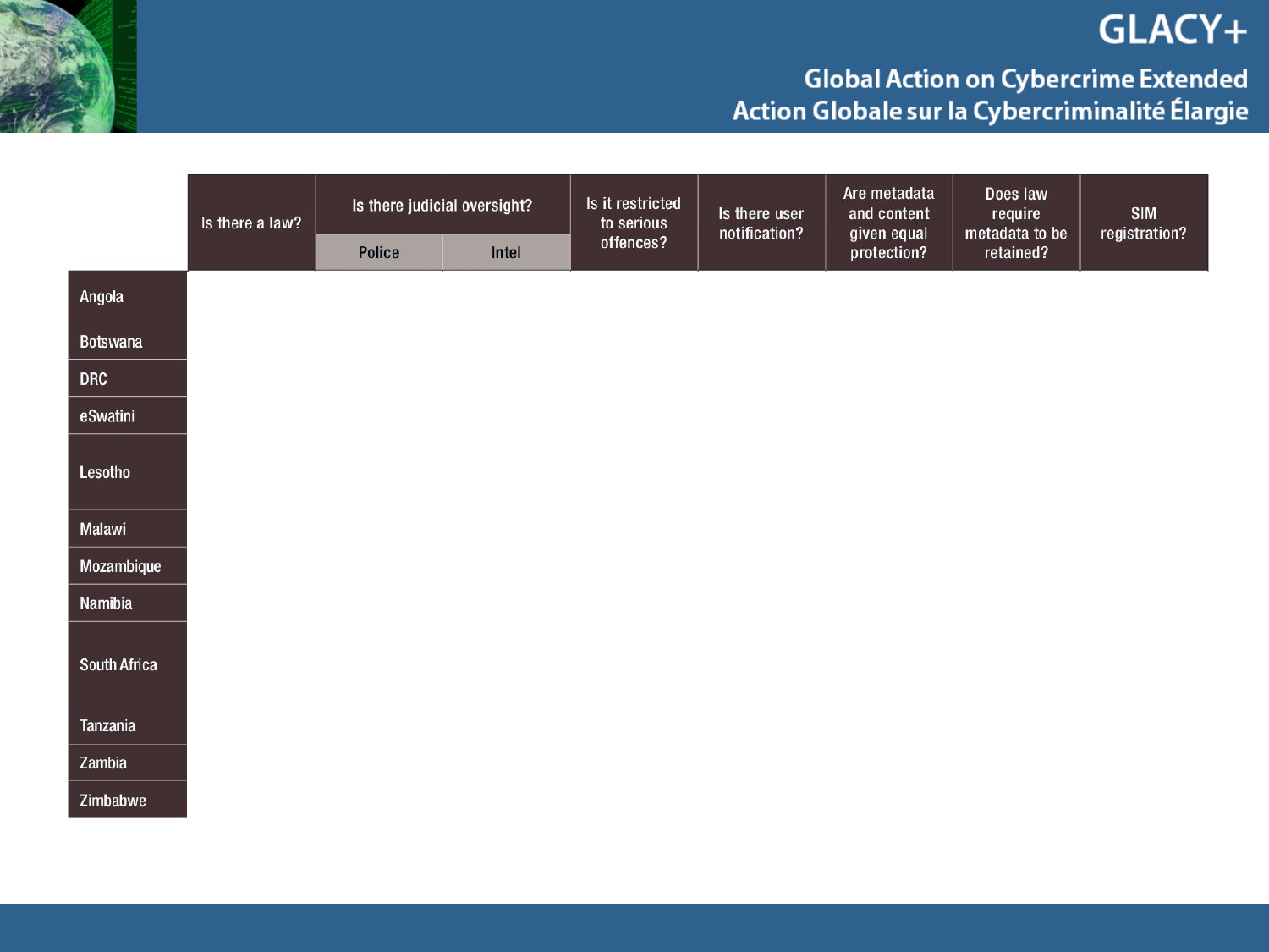| | Is there a law? | Is there judicial oversight? | | Is it restricted to serious offences? | Is there user notification? | Are metadata and content given equal protection? | Does law require metadata to be retained? | SIM registration? |
|---|---|---|---|---|---|---|---|---|
| | | Police | Intel | | | | | |
| Angola | | | | | | | | |
| Botswana | | | | | | | | |
| DRC | | | | | | | | |
| eSwatini | | | | | | | | |
| Lesotho | | | | | | | | |
| Malawi | | | | | | | | |
| Mozambique | | | | | | | | |
| Namibia | | | | | | | | |
| South Africa | | | | | | | | |
| Tanzania | | | | | | | | |
| Zambia | | | | | | | | |
| Zimbabwe | | | | | | | | |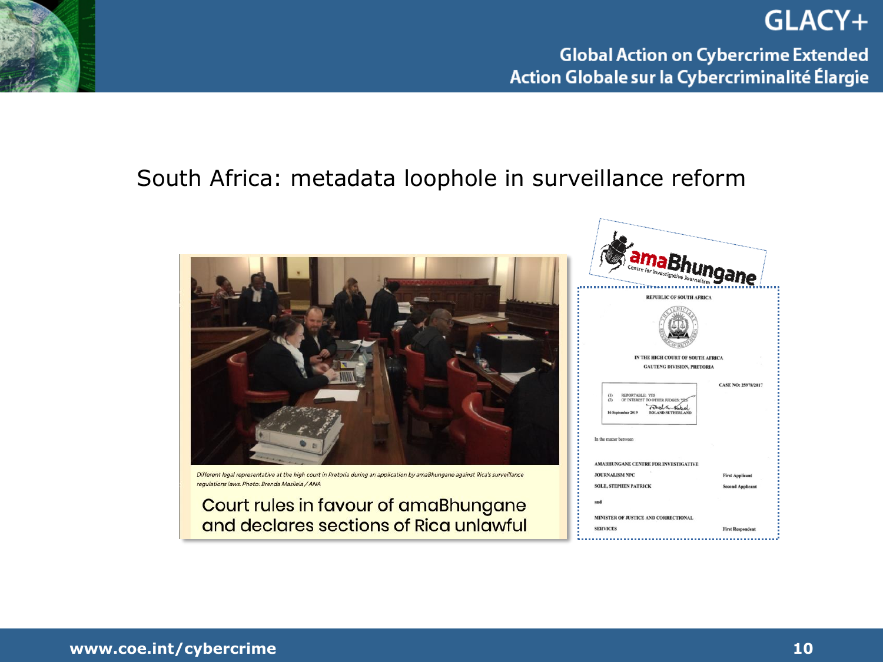## South Africa: metadata loophole in surveillance reform

*Different legal representative at the high court in Pretoria during an application by amaBhungane against Rica's surveillance regulations laws. Photo: Brenda Masilela / ANA*

**Court rules in favour of amaBhungane and declares sections of Rica unlawful**

amaBhungane
Centre for Investigative Journalism

REPUBLIC OF SOUTH AFRICA

IN THE HIGH COURT OF SOUTH AFRICA
GAUTENG DIVISION, PRETORIA

CASE NO: 25978/2017

(1) REPORTABLE: YES
(2) OF INTEREST TO OTHER JUDGES: YES

16 September 2019 ROLAND SUTHERLAND

In the matter between

AMABHUNGANE CENTRE FOR INVESTIGATIVE JOURNALISM NPC — First Applicant

SOLE, STEPHEN PATRICK — Second Applicant

and

MINISTER OF JUSTICE AND CORRECTIONAL SERVICES — First Respondent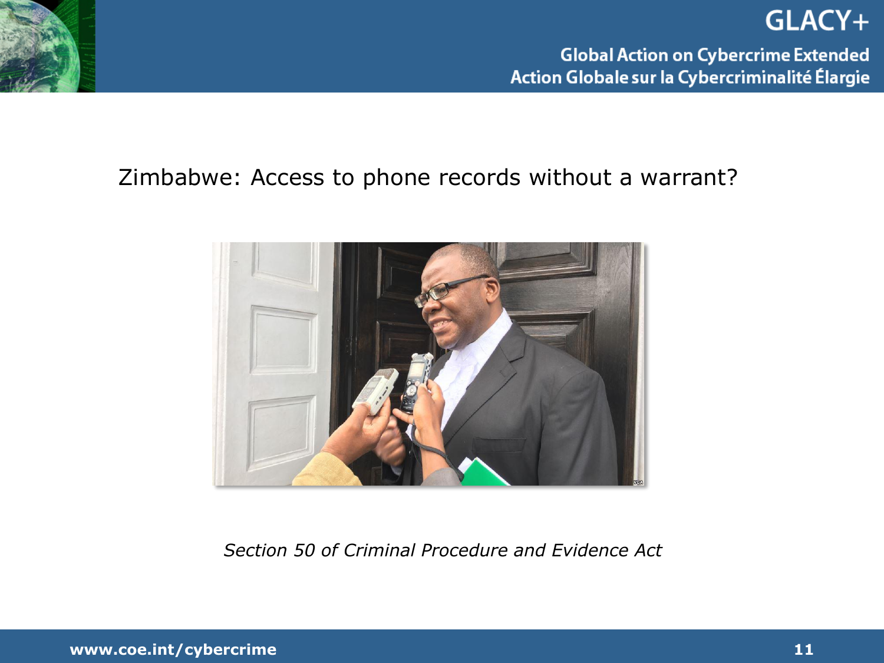Zimbabwe: Access to phone records without a warrant?

*Section 50 of Criminal Procedure and Evidence Act*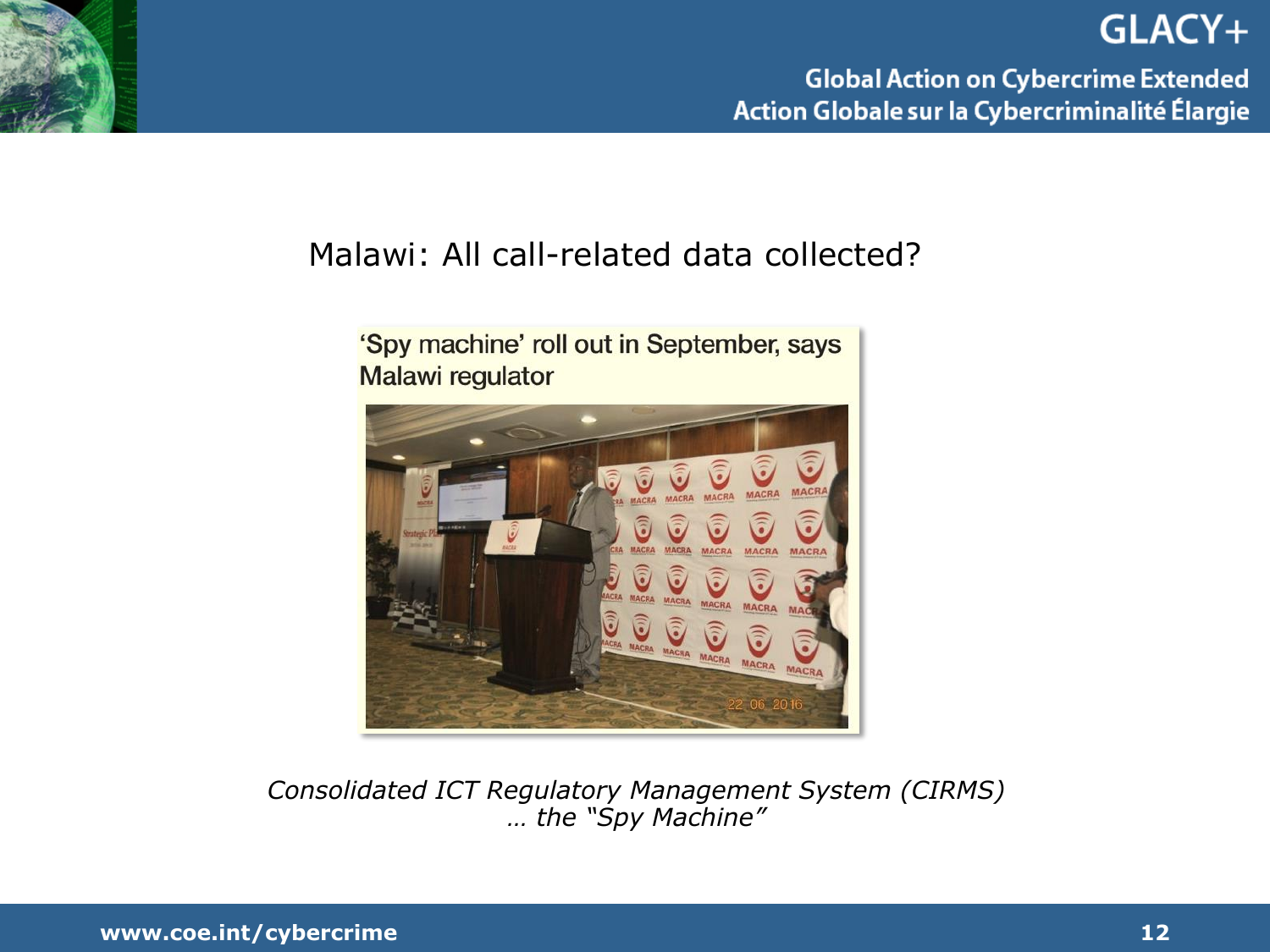## Malawi: All call-related data collected?

'Spy machine' roll out in September, says Malawi regulator

*Consolidated ICT Regulatory Management System (CIRMS) … the "Spy Machine"*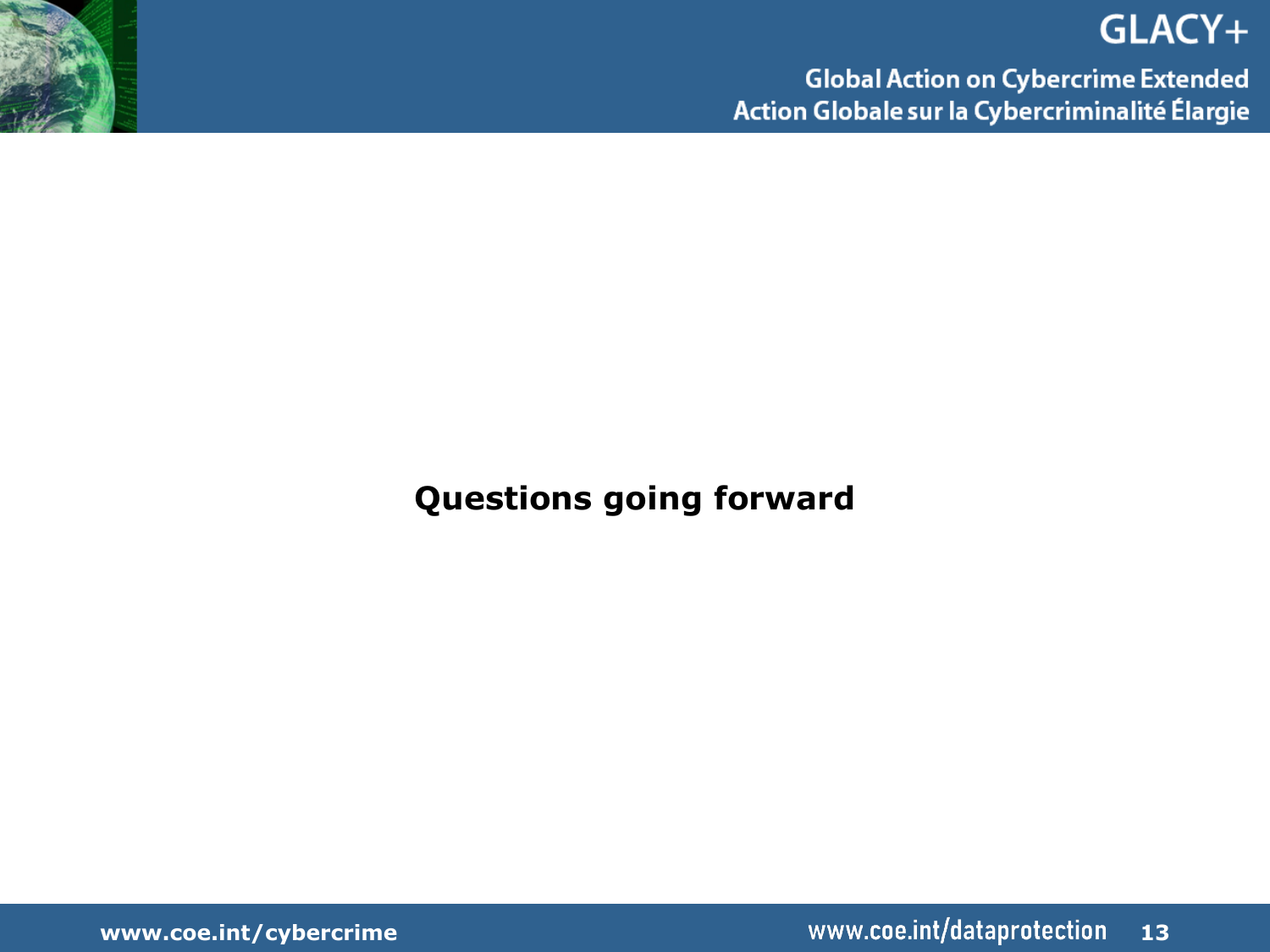**Questions going forward**